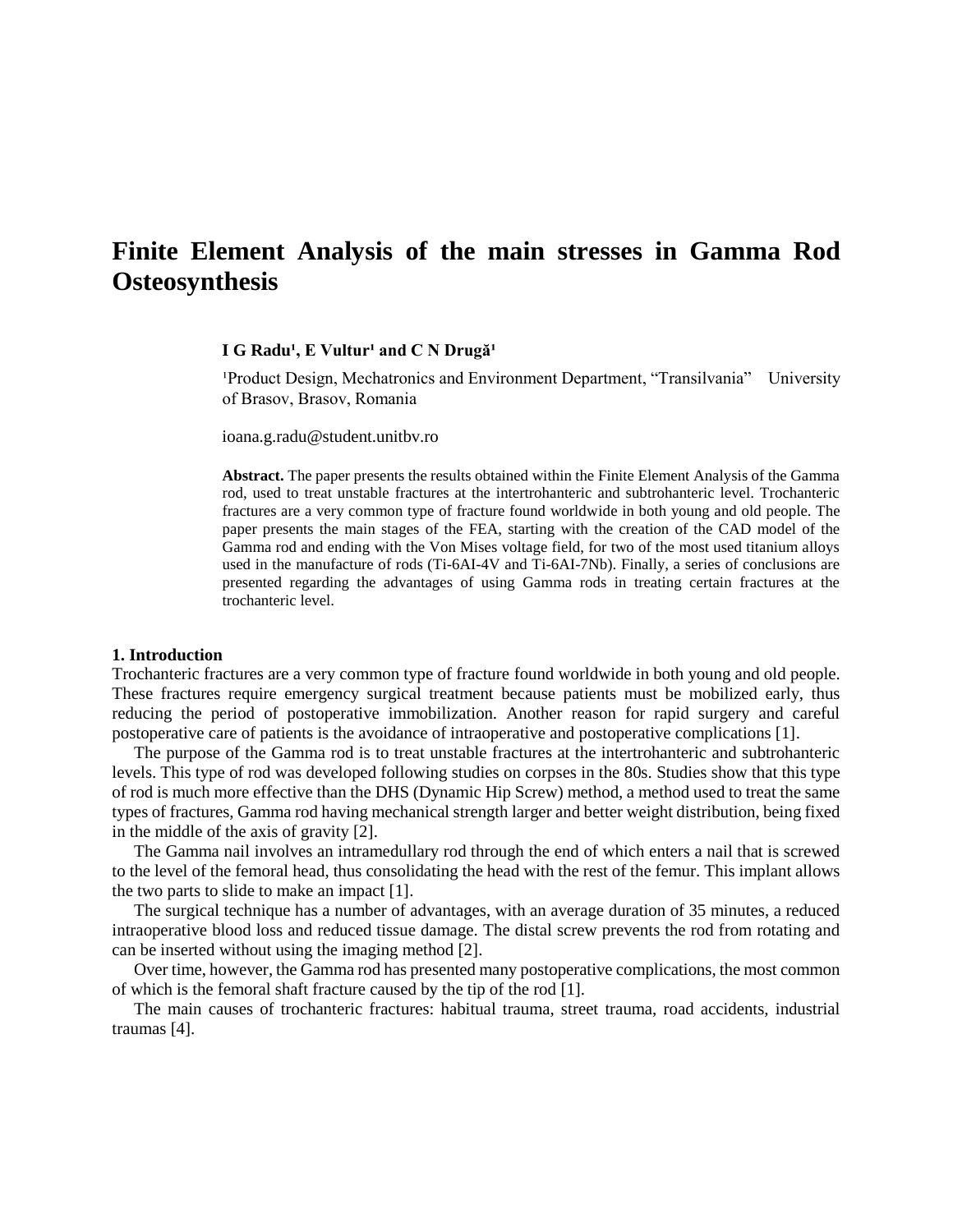# Finite Element Analysis of the main stresses in Gamma Rod Osteosynthesis

**I G Radu[1], E Vultur[1] and C N Drugă[1]**

[1]Product Design, Mechatronics and Environment Department, "Transilvania" University of Brasov, Brasov, Romania

ioana.g.radu@student.unitbv.ro

**Abstract.** The paper presents the results obtained within the Finite Element Analysis of the Gamma rod, used to treat unstable fractures at the intertrohanteric and subtrohanteric level. Trochanteric fractures are a very common type of fracture found worldwide in both young and old people. The paper presents the main stages of the FEA, starting with the creation of the CAD model of the Gamma rod and ending with the Von Mises voltage field, for two of the most used titanium alloys used in the manufacture of rods (Ti-6AI-4V and Ti-6AI-7Nb). Finally, a series of conclusions are presented regarding the advantages of using Gamma rods in treating certain fractures at the trochanteric level.

## 1. Introduction

Trochanteric fractures are a very common type of fracture found worldwide in both young and old people. These fractures require emergency surgical treatment because patients must be mobilized early, thus reducing the period of postoperative immobilization. Another reason for rapid surgery and careful postoperative care of patients is the avoidance of intraoperative and postoperative complications [1].

The purpose of the Gamma rod is to treat unstable fractures at the intertrohanteric and subtrohanteric levels. This type of rod was developed following studies on corpses in the 80s. Studies show that this type of rod is much more effective than the DHS (Dynamic Hip Screw) method, a method used to treat the same types of fractures, Gamma rod having mechanical strength larger and better weight distribution, being fixed in the middle of the axis of gravity [2].

The Gamma nail involves an intramedullary rod through the end of which enters a nail that is screwed to the level of the femoral head, thus consolidating the head with the rest of the femur. This implant allows the two parts to slide to make an impact [1].

The surgical technique has a number of advantages, with an average duration of 35 minutes, a reduced intraoperative blood loss and reduced tissue damage. The distal screw prevents the rod from rotating and can be inserted without using the imaging method [2].

Over time, however, the Gamma rod has presented many postoperative complications, the most common of which is the femoral shaft fracture caused by the tip of the rod [1].

The main causes of trochanteric fractures: habitual trauma, street trauma, road accidents, industrial traumas [4].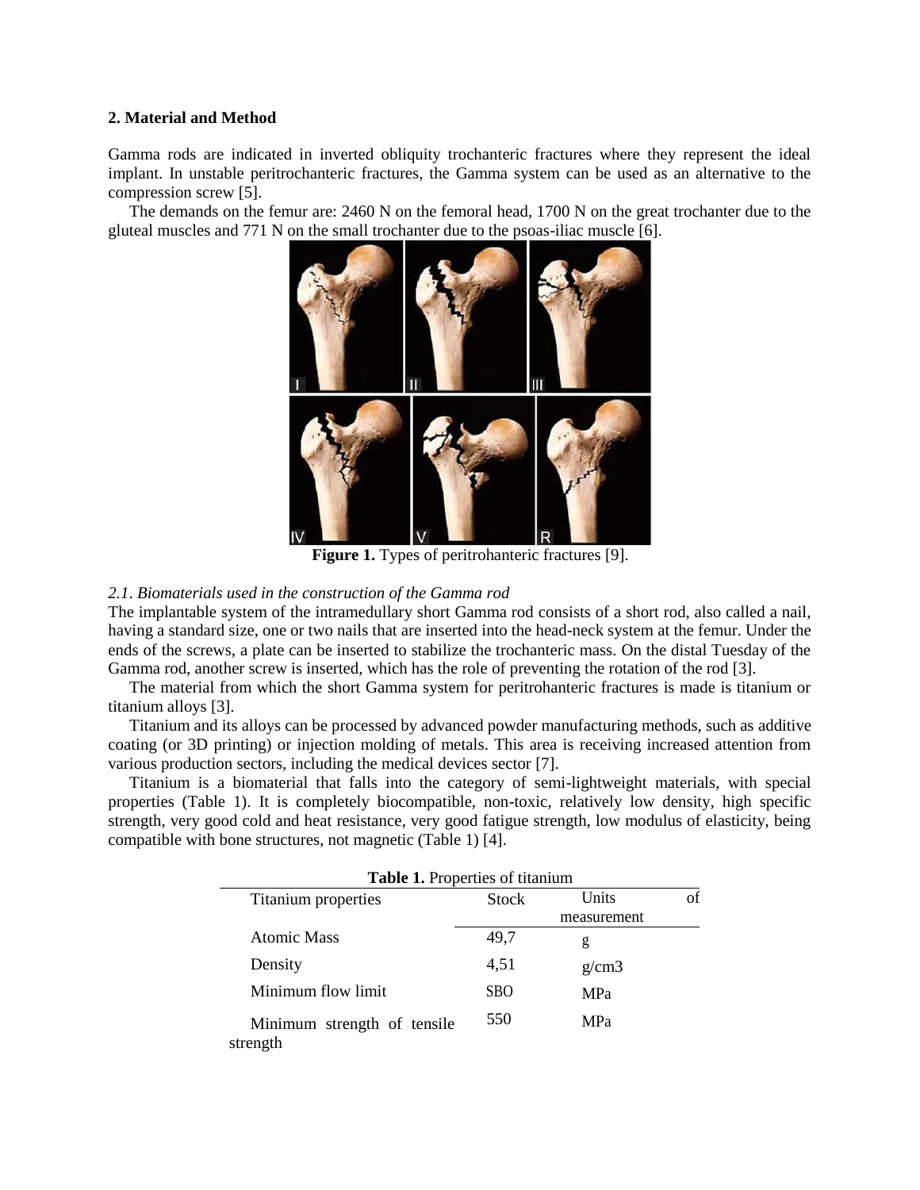## 2. Material and Method

Gamma rods are indicated in inverted obliquity trochanteric fractures where they represent the ideal implant. In unstable peritrochanteric fractures, the Gamma system can be used as an alternative to the compression screw [5].

The demands on the femur are: 2460 N on the femoral head, 1700 N on the great trochanter due to the gluteal muscles and 771 N on the small trochanter due to the psoas-iliac muscle [6].

**Figure 1.** Types of peritrohanteric fractures [9].

### *2.1. Biomaterials used in the construction of the Gamma rod*

The implantable system of the intramedullary short Gamma rod consists of a short rod, also called a nail, having a standard size, one or two nails that are inserted into the head-neck system at the femur. Under the ends of the screws, a plate can be inserted to stabilize the trochanteric mass. On the distal Tuesday of the Gamma rod, another screw is inserted, which has the role of preventing the rotation of the rod [3].

The material from which the short Gamma system for peritrohanteric fractures is made is titanium or titanium alloys [3].

Titanium and its alloys can be processed by advanced powder manufacturing methods, such as additive coating (or 3D printing) or injection molding of metals. This area is receiving increased attention from various production sectors, including the medical devices sector [7].

Titanium is a biomaterial that falls into the category of semi-lightweight materials, with special properties (Table 1). It is completely biocompatible, non-toxic, relatively low density, high specific strength, very good cold and heat resistance, very good fatigue strength, low modulus of elasticity, being compatible with bone structures, not magnetic (Table 1) [4].

**Table 1.** Properties of titanium

| Titanium properties | Stock | Units of measurement |
|---|---|---|
| Atomic Mass | 49,7 | g |
| Density | 4,51 | g/cm3 |
| Minimum flow limit | SBO | MPa |
| Minimum strength of tensile strength | 550 | MPa |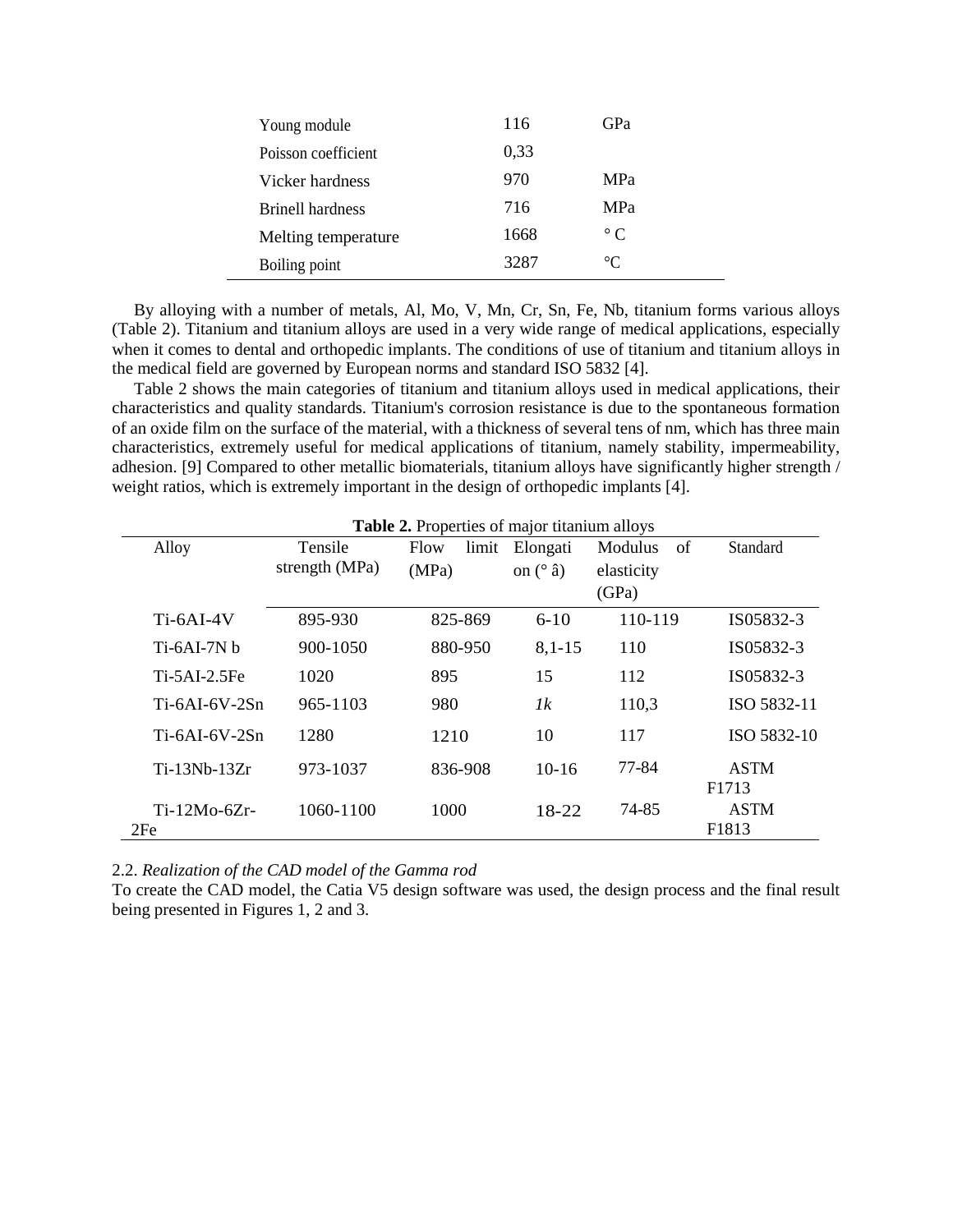| Young module | 116 | GPa |
|---|---|---|
| Poisson coefficient | 0,33 | |
| Vicker hardness | 970 | MPa |
| Brinell hardness | 716 | MPa |
| Melting temperature | 1668 | ° C |
| Boiling point | 3287 | °C |

By alloying with a number of metals, Al, Mo, V, Mn, Cr, Sn, Fe, Nb, titanium forms various alloys (Table 2). Titanium and titanium alloys are used in a very wide range of medical applications, especially when it comes to dental and orthopedic implants. The conditions of use of titanium and titanium alloys in the medical field are governed by European norms and standard ISO 5832 [4].

Table 2 shows the main categories of titanium and titanium alloys used in medical applications, their characteristics and quality standards. Titanium's corrosion resistance is due to the spontaneous formation of an oxide film on the surface of the material, with a thickness of several tens of nm, which has three main characteristics, extremely useful for medical applications of titanium, namely stability, impermeability, adhesion. [9] Compared to other metallic biomaterials, titanium alloys have significantly higher strength / weight ratios, which is extremely important in the design of orthopedic implants [4].

**Table 2.** Properties of major titanium alloys

| Alloy | Tensile strength (MPa) | Flow limit (MPa) | Elongation (° â) | Modulus of elasticity (GPa) | Standard |
|---|---|---|---|---|---|
| Ti-6AI-4V | 895-930 | 825-869 | 6-10 | 110-119 | IS05832-3 |
| Ti-6AI-7N b | 900-1050 | 880-950 | 8,1-15 | 110 | IS05832-3 |
| Ti-5AI-2.5Fe | 1020 | 895 | 15 | 112 | IS05832-3 |
| Ti-6AI-6V-2Sn | 965-1103 | 980 | *1k* | 110,3 | ISO 5832-11 |
| Ti-6AI-6V-2Sn | 1280 | 1210 | 10 | 117 | ISO 5832-10 |
| Ti-13Nb-13Zr | 973-1037 | 836-908 | 10-16 | 77-84 | ASTM F1713 |
| Ti-12Mo-6Zr-2Fe | 1060-1100 | 1000 | 18-22 | 74-85 | ASTM F1813 |

2.2. *Realization of the CAD model of the Gamma rod*

To create the CAD model, the Catia V5 design software was used, the design process and the final result being presented in Figures 1, 2 and 3.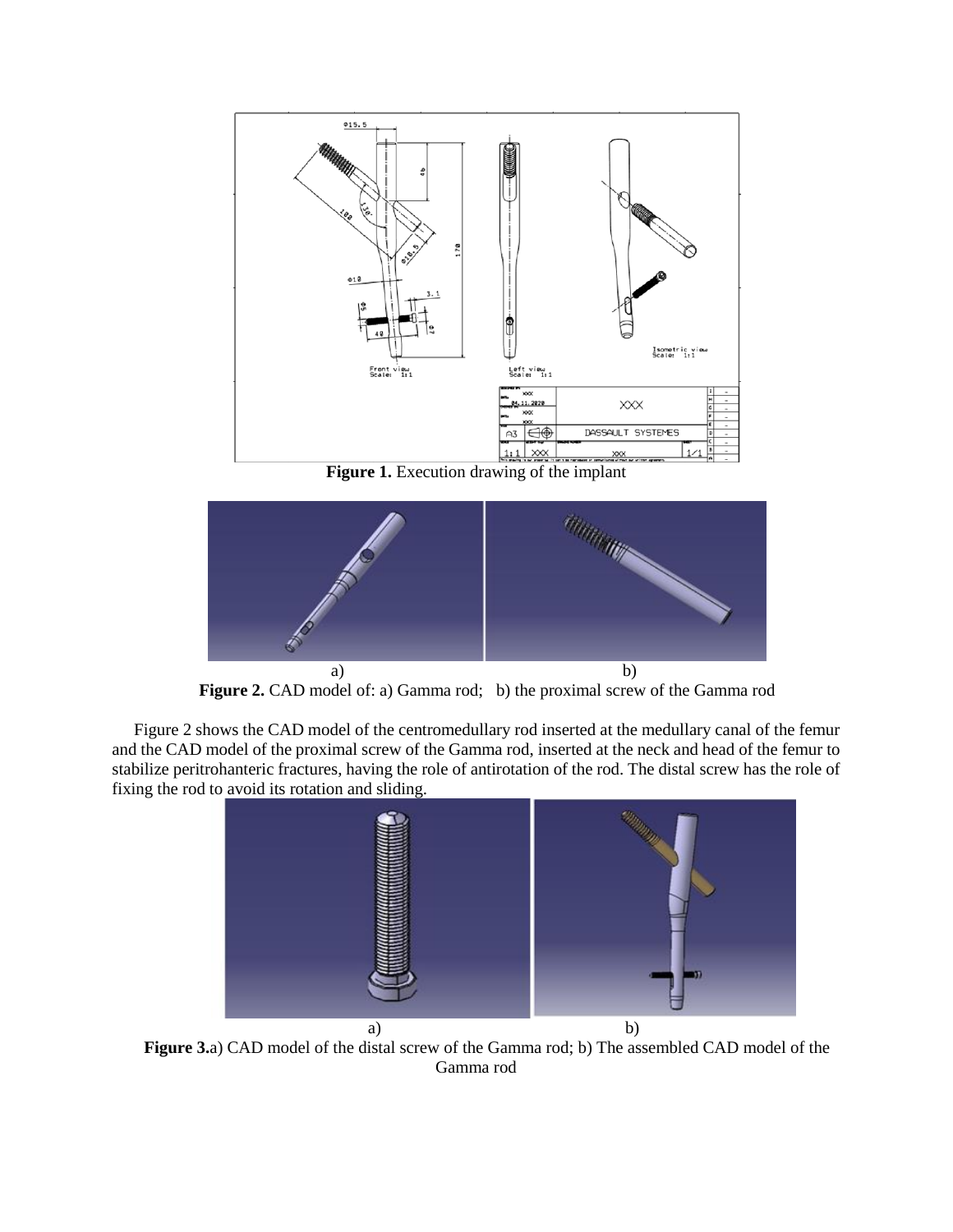**Figure 1.** Execution drawing of the implant

a) b)

**Figure 2.** CAD model of: a) Gamma rod; b) the proximal screw of the Gamma rod

Figure 2 shows the CAD model of the centromedullary rod inserted at the medullary canal of the femur and the CAD model of the proximal screw of the Gamma rod, inserted at the neck and head of the femur to stabilize peritrohanteric fractures, having the role of antirotation of the rod. The distal screw has the role of fixing the rod to avoid its rotation and sliding.

a) b)

**Figure 3.**a) CAD model of the distal screw of the Gamma rod; b) The assembled CAD model of the Gamma rod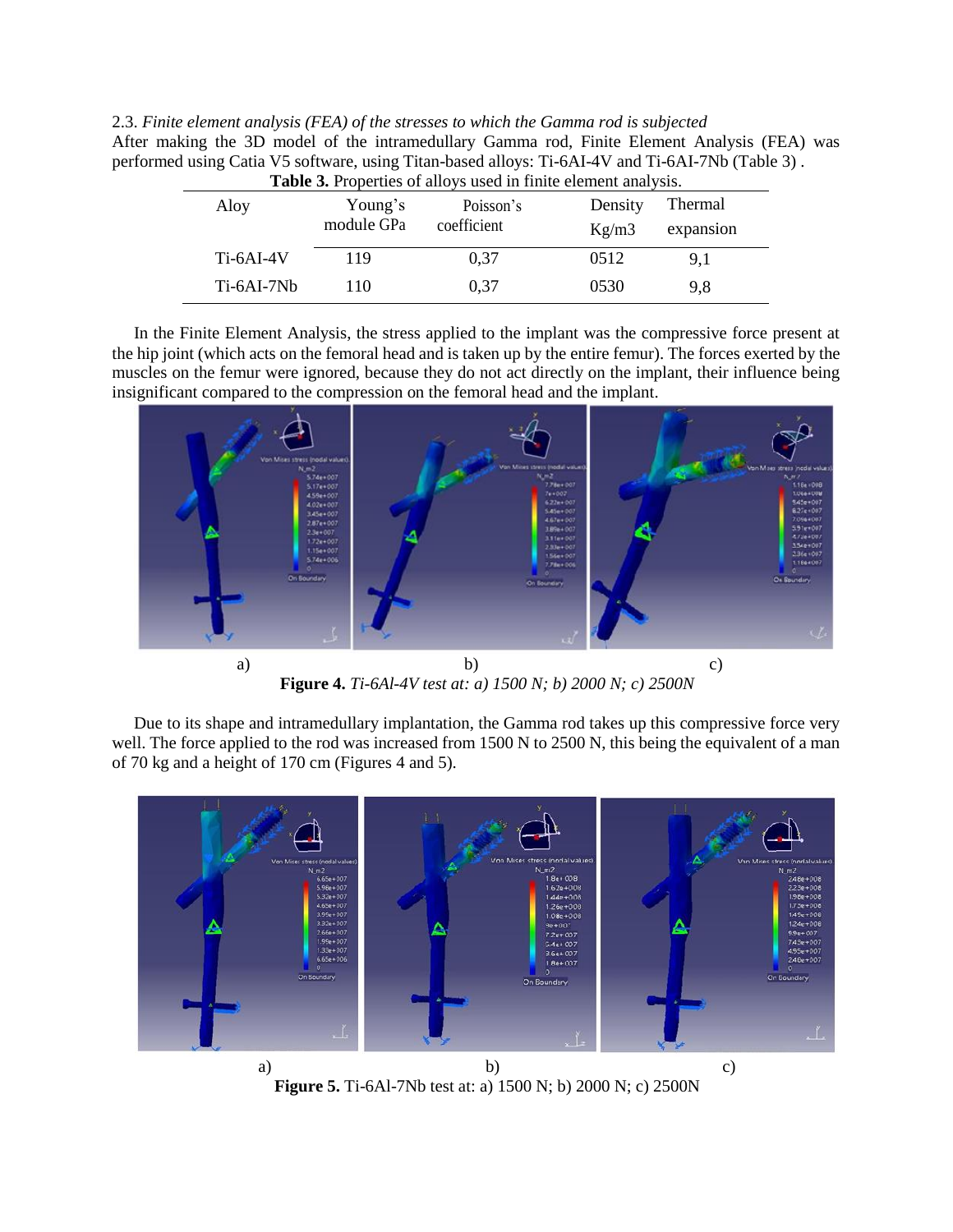2.3. *Finite element analysis (FEA) of the stresses to which the Gamma rod is subjected*

After making the 3D model of the intramedullary Gamma rod, Finite Element Analysis (FEA) was performed using Catia V5 software, using Titan-based alloys: Ti-6AI-4V and Ti-6AI-7Nb (Table 3) .

**Table 3.** Properties of alloys used in finite element analysis.

| Aloy | Young's module GPa | Poisson's coefficient | Density Kg/m3 | Thermal expansion |
|---|---|---|---|---|
| Ti-6AI-4V | 119 | 0,37 | 0512 | 9,1 |
| Ti-6AI-7Nb | 110 | 0,37 | 0530 | 9,8 |

In the Finite Element Analysis, the stress applied to the implant was the compressive force present at the hip joint (which acts on the femoral head and is taken up by the entire femur). The forces exerted by the muscles on the femur were ignored, because they do not act directly on the implant, their influence being insignificant compared to the compression on the femoral head and the implant.

a) b) c)

**Figure 4.** *Ti-6Al-4V test at: a) 1500 N; b) 2000 N; c) 2500N*

Due to its shape and intramedullary implantation, the Gamma rod takes up this compressive force very well. The force applied to the rod was increased from 1500 N to 2500 N, this being the equivalent of a man of 70 kg and a height of 170 cm (Figures 4 and 5).

a) b) c)

**Figure 5.** Ti-6Al-7Nb test at: a) 1500 N; b) 2000 N; c) 2500N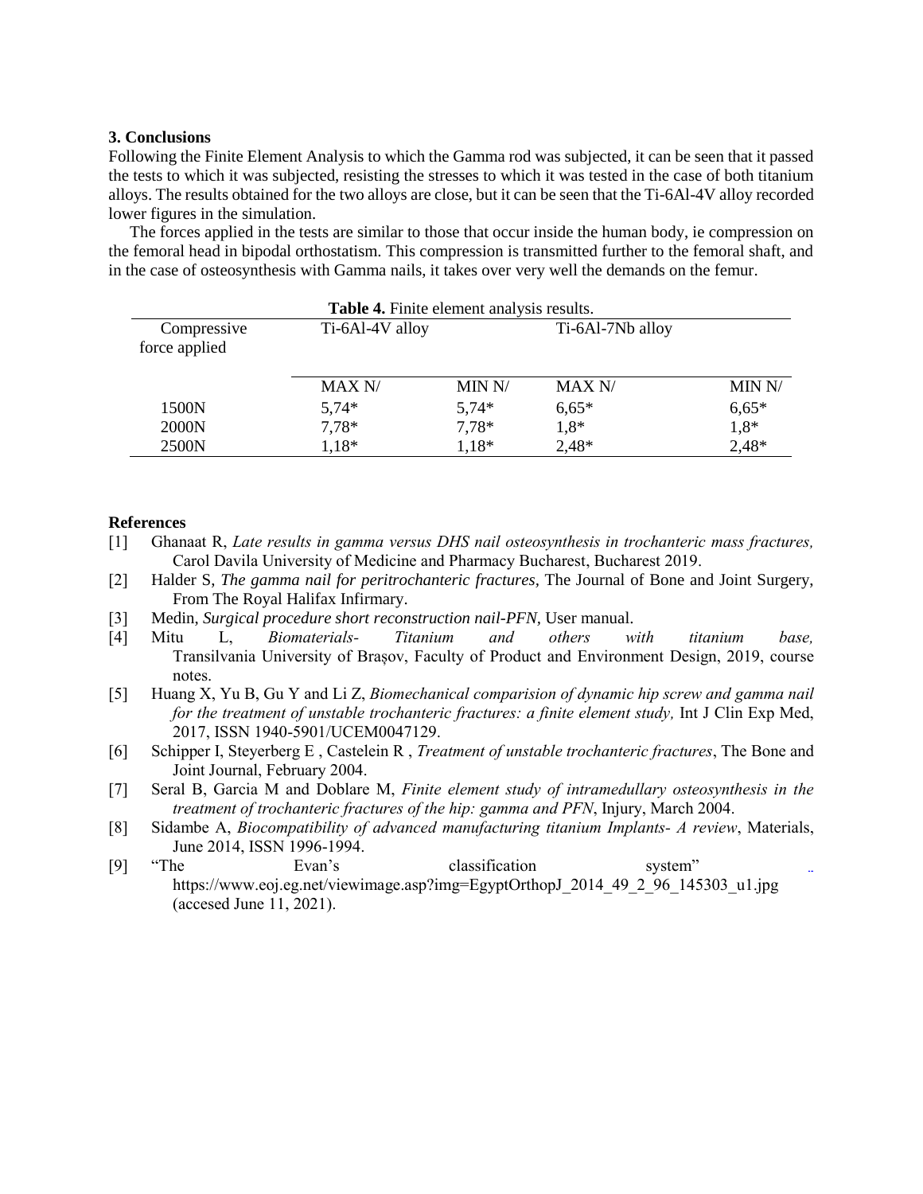## 3. Conclusions

Following the Finite Element Analysis to which the Gamma rod was subjected, it can be seen that it passed the tests to which it was subjected, resisting the stresses to which it was tested in the case of both titanium alloys. The results obtained for the two alloys are close, but it can be seen that the Ti-6Al-4V alloy recorded lower figures in the simulation.

The forces applied in the tests are similar to those that occur inside the human body, ie compression on the femoral head in bipodal orthostatism. This compression is transmitted further to the femoral shaft, and in the case of osteosynthesis with Gamma nails, it takes over very well the demands on the femur.

**Table 4.** Finite element analysis results.

| Compressive force applied | Ti-6Al-4V alloy | | Ti-6Al-7Nb alloy | |
|---|---|---|---|---|
| | MAX N/ | MIN N/ | MAX N/ | MIN N/ |
| 1500N | 5,74* | 5,74* | 6,65* | 6,65* |
| 2000N | 7,78* | 7,78* | 1,8* | 1,8* |
| 2500N | 1,18* | 1,18* | 2,48* | 2,48* |

## References

[1] Ghanaat R, *Late results in gamma versus DHS nail osteosynthesis in trochanteric mass fractures,* Carol Davila University of Medicine and Pharmacy Bucharest, Bucharest 2019.

[2] Halder S, *The gamma nail for peritrochanteric fractures,* The Journal of Bone and Joint Surgery, From The Royal Halifax Infirmary.

[3] Medin, *Surgical procedure short reconstruction nail-PFN,* User manual.

[4] Mitu L, *Biomaterials- Titanium and others with titanium base,* Transilvania University of Brașov, Faculty of Product and Environment Design, 2019, course notes.

[5] Huang X, Yu B, Gu Y and Li Z, *Biomechanical comparision of dynamic hip screw and gamma nail for the treatment of unstable trochanteric fractures: a finite element study,* Int J Clin Exp Med, 2017, ISSN 1940-5901/UCEM0047129.

[6] Schipper I, Steyerberg E , Castelein R , *Treatment of unstable trochanteric fractures*, The Bone and Joint Journal, February 2004.

[7] Seral B, Garcia M and Doblare M, *Finite element study of intramedullary osteosynthesis in the treatment of trochanteric fractures of the hip: gamma and PFN*, Injury, March 2004.

[8] Sidambe A, *Biocompatibility of advanced manufacturing titanium Implants- A review*, Materials, June 2014, ISSN 1996-1994.

[9] "The Evan's classification system" https://www.eoj.eg.net/viewimage.asp?img=EgyptOrthopJ_2014_49_2_96_145303_u1.jpg (accesed June 11, 2021).